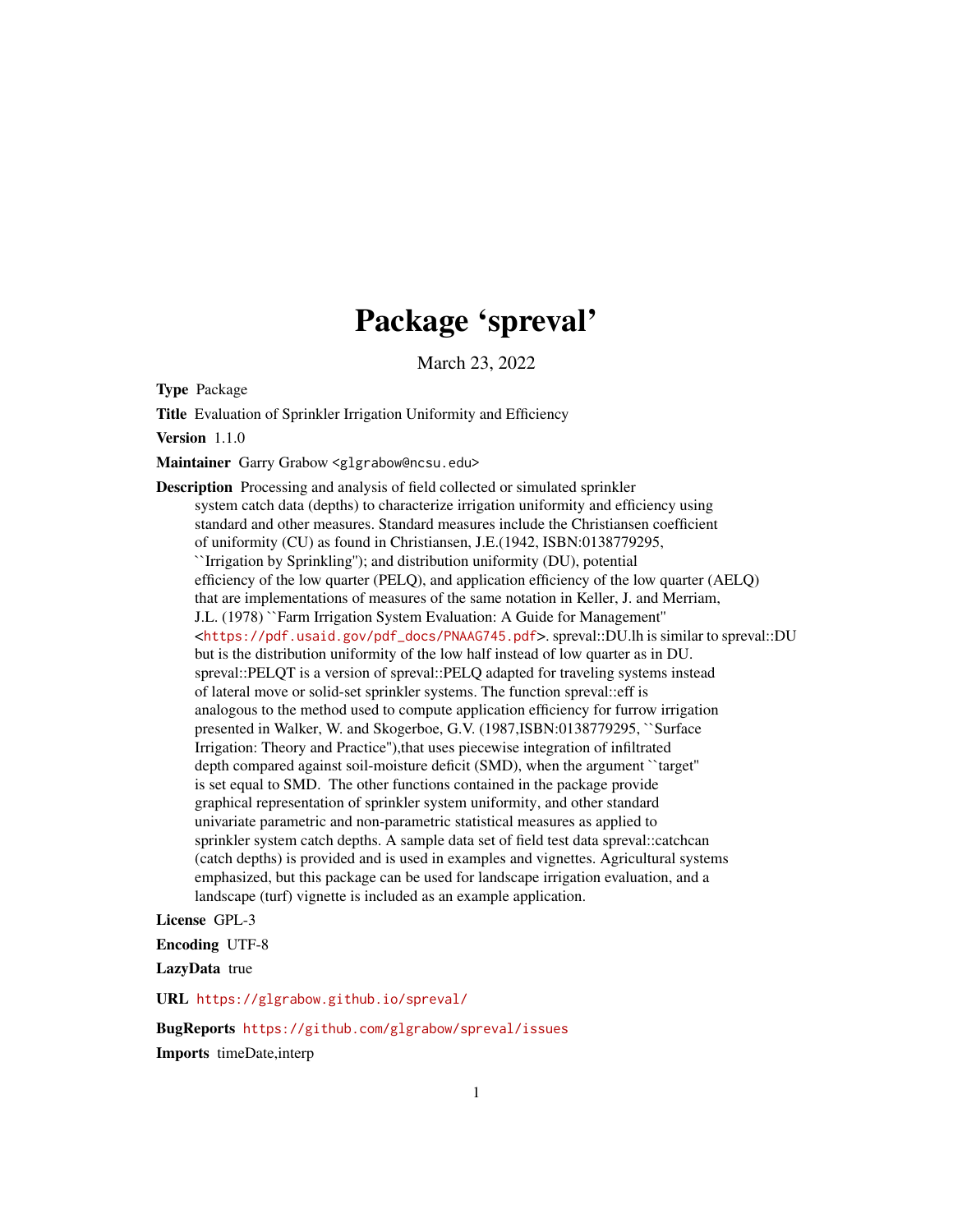# Package 'spreval'

March 23, 2022

**Type** Package

**Title** Evaluation of Sprinkler Irrigation Uniformity and Efficiency

**Version** 1.1.0

**Maintainer** Garry Grabow <glgrabow@ncsu.edu>

**Description** Processing and analysis of field collected or simulated sprinkler system catch data (depths) to characterize irrigation uniformity and efficiency using standard and other measures. Standard measures include the Christiansen coefficient of uniformity (CU) as found in Christiansen, J.E.(1942, ISBN:0138779295, ``Irrigation by Sprinkling''); and distribution uniformity (DU), potential efficiency of the low quarter (PELQ), and application efficiency of the low quarter (AELQ) that are implementations of measures of the same notation in Keller, J. and Merriam, J.L. (1978) ``Farm Irrigation System Evaluation: A Guide for Management'' <https://pdf.usaid.gov/pdf_docs/PNAAG745.pdf>. spreval::DU.lh is similar to spreval::DU but is the distribution uniformity of the low half instead of low quarter as in DU. spreval::PELQT is a version of spreval::PELQ adapted for traveling systems instead of lateral move or solid-set sprinkler systems. The function spreval::eff is analogous to the method used to compute application efficiency for furrow irrigation presented in Walker, W. and Skogerboe, G.V. (1987,ISBN:0138779295, ``Surface Irrigation: Theory and Practice''),that uses piecewise integration of infiltrated depth compared against soil-moisture deficit (SMD), when the argument ``target'' is set equal to SMD. The other functions contained in the package provide graphical representation of sprinkler system uniformity, and other standard univariate parametric and non-parametric statistical measures as applied to sprinkler system catch depths. A sample data set of field test data spreval::catchcan (catch depths) is provided and is used in examples and vignettes. Agricultural systems emphasized, but this package can be used for landscape irrigation evaluation, and a landscape (turf) vignette is included as an example application.

**License** GPL-3

**Encoding** UTF-8

**LazyData** true

**URL** https://glgrabow.github.io/spreval/

**BugReports** https://github.com/glgrabow/spreval/issues

**Imports** timeDate,interp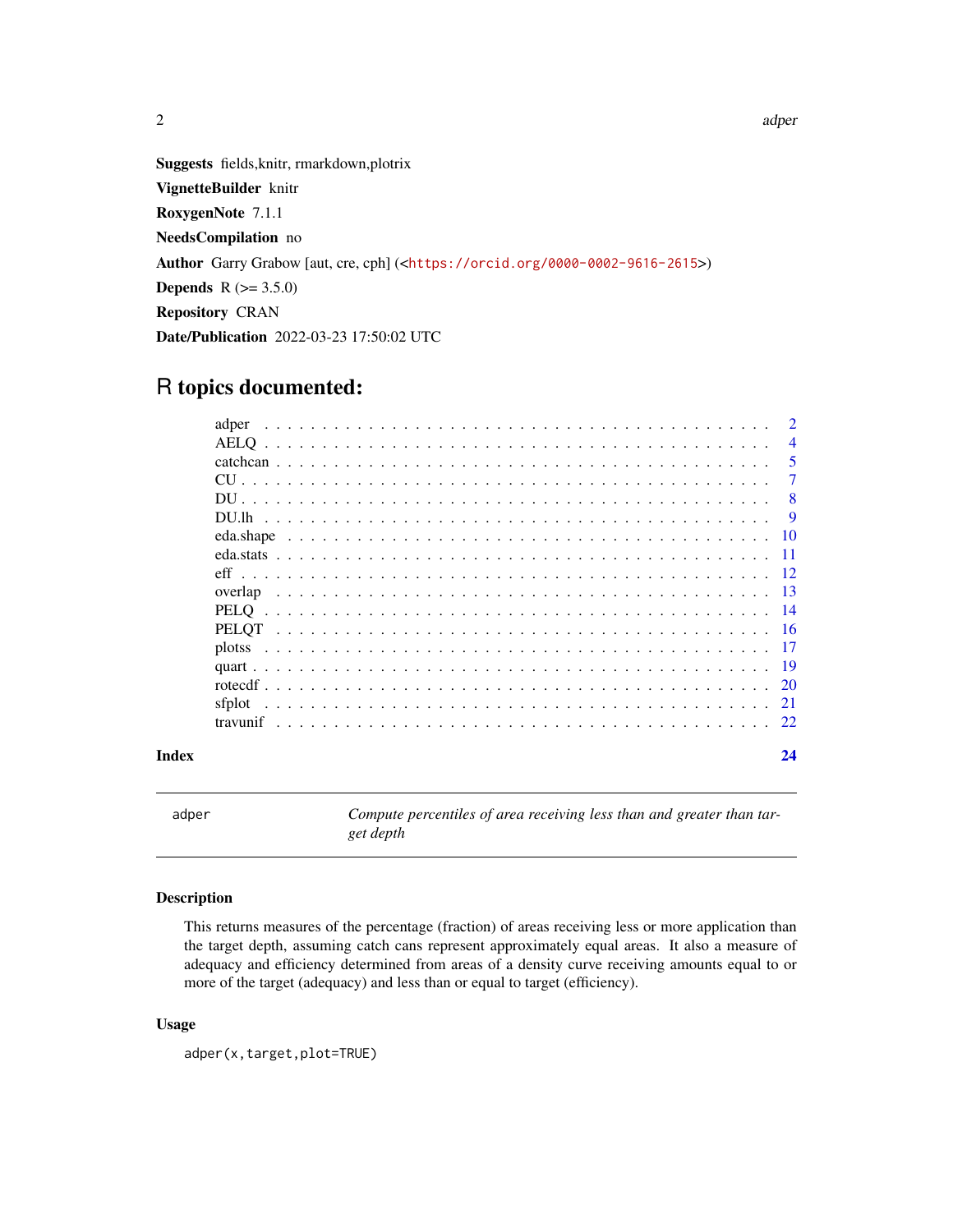**Suggests** fields,knitr, rmarkdown,plotrix

**VignetteBuilder** knitr

**RoxygenNote** 7.1.1

**NeedsCompilation** no

**Author** Garry Grabow [aut, cre, cph] (<https://orcid.org/0000-0002-9616-2615>)

**Depends** R (>= 3.5.0)

**Repository** CRAN

**Date/Publication** 2022-03-23 17:50:02 UTC

# R topics documented:

| | |
|---|---|
| adper | 2 |
| AELQ | 4 |
| catchcan | 5 |
| CU | 7 |
| DU | 8 |
| DU.lh | 9 |
| eda.shape | 10 |
| eda.stats | 11 |
| eff | 12 |
| overlap | 13 |
| PELQ | 14 |
| PELQT | 16 |
| plotss | 17 |
| quart | 19 |
| rotecdf | 20 |
| sfplot | 21 |
| travunif | 22 |

**Index** 24

---

`adper` *Compute percentiles of area receiving less than and greater than target depth*

---

### Description

This returns measures of the percentage (fraction) of areas receiving less or more application than the target depth, assuming catch cans represent approximately equal areas. It also a measure of adequacy and efficiency determined from areas of a density curve receiving amounts equal to or more of the target (adequacy) and less than or equal to target (efficiency).

### Usage

```
adper(x,target,plot=TRUE)
```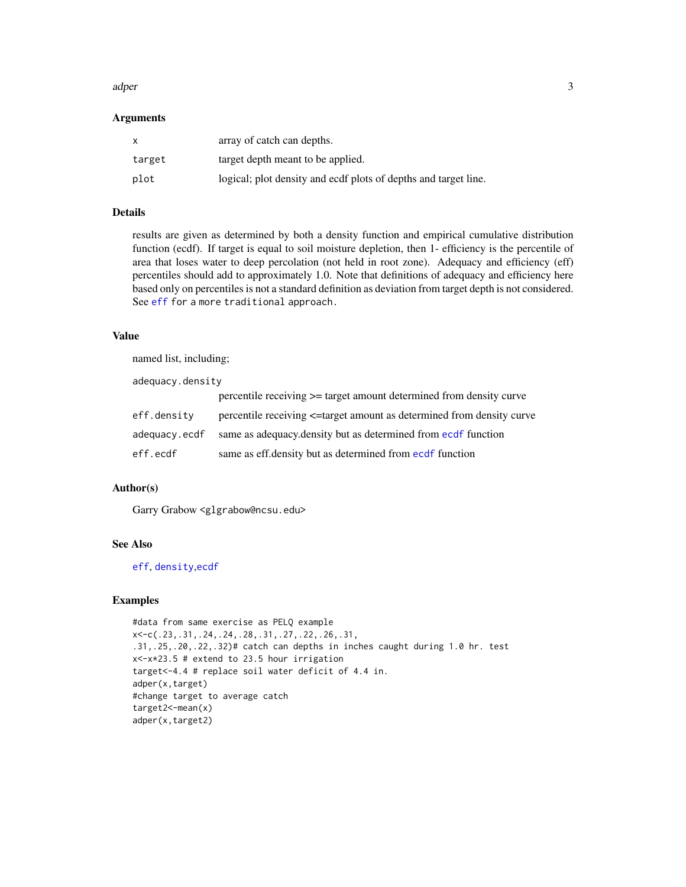## Arguments

| | |
|---|---|
| x | array of catch can depths. |
| target | target depth meant to be applied. |
| plot | logical; plot density and ecdf plots of depths and target line. |

## Details

results are given as determined by both a density function and empirical cumulative distribution function (ecdf). If target is equal to soil moisture depletion, then 1- efficiency is the percentile of area that loses water to deep percolation (not held in root zone). Adequacy and efficiency (eff) percentiles should add to approximately 1.0. Note that definitions of adequacy and efficiency here based only on percentiles is not a standard definition as deviation from target depth is not considered. See `eff` for a more traditional approach.

## Value

named list, including;

| | |
|---|---|
| adequacy.density | percentile receiving >= target amount determined from density curve |
| eff.density | percentile receiving <=target amount as determined from density curve |
| adequacy.ecdf | same as adequacy.density but as determined from `ecdf` function |
| eff.ecdf | same as eff.density but as determined from `ecdf` function |

## Author(s)

Garry Grabow <glgrabow@ncsu.edu>

## See Also

`eff`, `density`,`ecdf`

## Examples

```
#data from same exercise as PELQ example
x<-c(.23,.31,.24,.24,.28,.31,.27,.22,.26,.31,
.31,.25,.20,.22,.32)# catch can depths in inches caught during 1.0 hr. test
x<-x*23.5 # extend to 23.5 hour irrigation
target<-4.4 # replace soil water deficit of 4.4 in.
adper(x,target)
#change target to average catch
target2<-mean(x)
adper(x,target2)
```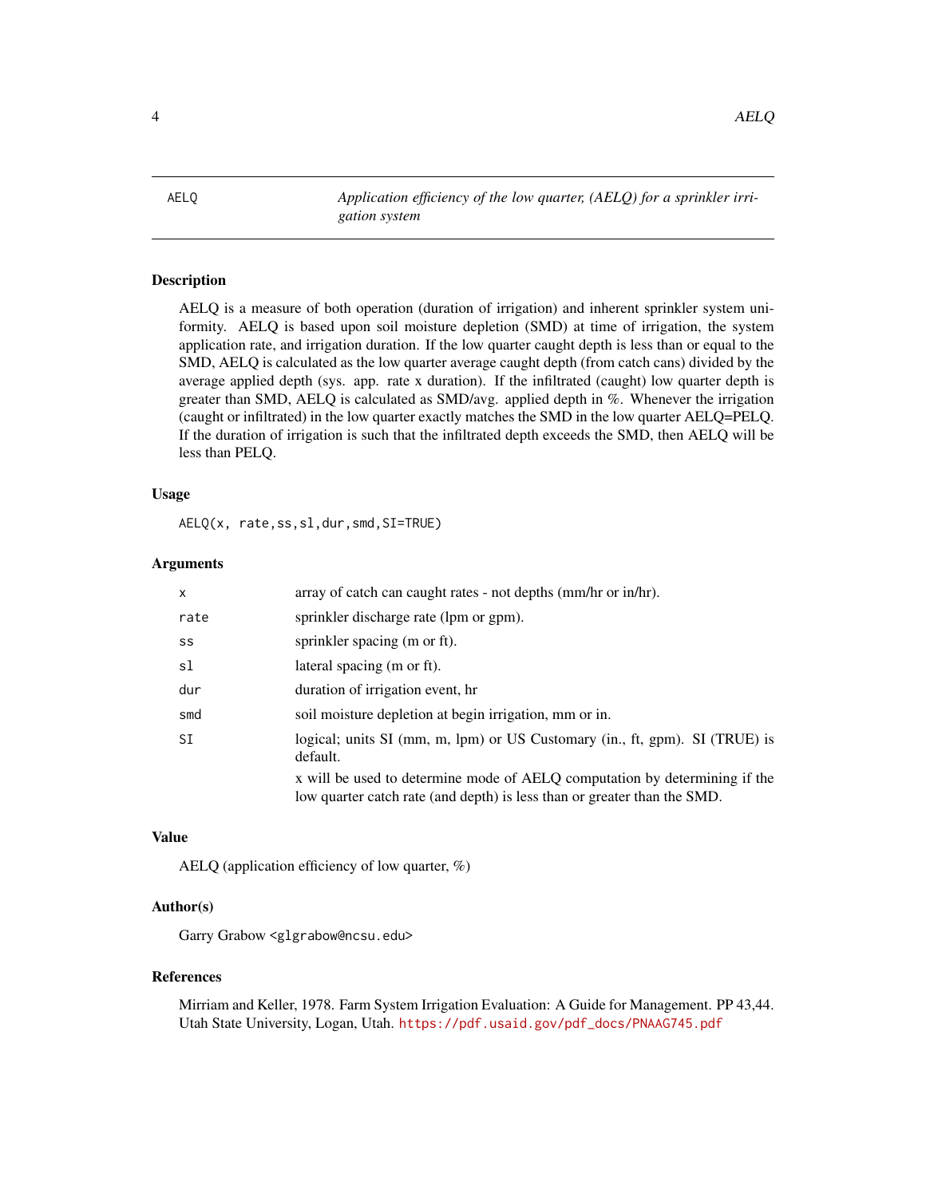# AELQ

*Application efficiency of the low quarter, (AELQ) for a sprinkler irrigation system*

## Description

AELQ is a measure of both operation (duration of irrigation) and inherent sprinkler system uniformity. AELQ is based upon soil moisture depletion (SMD) at time of irrigation, the system application rate, and irrigation duration. If the low quarter caught depth is less than or equal to the SMD, AELQ is calculated as the low quarter average caught depth (from catch cans) divided by the average applied depth (sys. app. rate x duration). If the infiltrated (caught) low quarter depth is greater than SMD, AELQ is calculated as SMD/avg. applied depth in %. Whenever the irrigation (caught or infiltrated) in the low quarter exactly matches the SMD in the low quarter AELQ=PELQ. If the duration of irrigation is such that the infiltrated depth exceeds the SMD, then AELQ will be less than PELQ.

## Usage

```
AELQ(x, rate,ss,sl,dur,smd,SI=TRUE)
```

## Arguments

| Argument | Description |
|---|---|
| x | array of catch can caught rates - not depths (mm/hr or in/hr). |
| rate | sprinkler discharge rate (lpm or gpm). |
| ss | sprinkler spacing (m or ft). |
| sl | lateral spacing (m or ft). |
| dur | duration of irrigation event, hr |
| smd | soil moisture depletion at begin irrigation, mm or in. |
| SI | logical; units SI (mm, m, lpm) or US Customary (in., ft, gpm). SI (TRUE) is default. <br> x will be used to determine mode of AELQ computation by determining if the low quarter catch rate (and depth) is less than or greater than the SMD. |

## Value

AELQ (application efficiency of low quarter, %)

## Author(s)

Garry Grabow <glgrabow@ncsu.edu>

## References

Mirriam and Keller, 1978. Farm System Irrigation Evaluation: A Guide for Management. PP 43,44. Utah State University, Logan, Utah. https://pdf.usaid.gov/pdf_docs/PNAAG745.pdf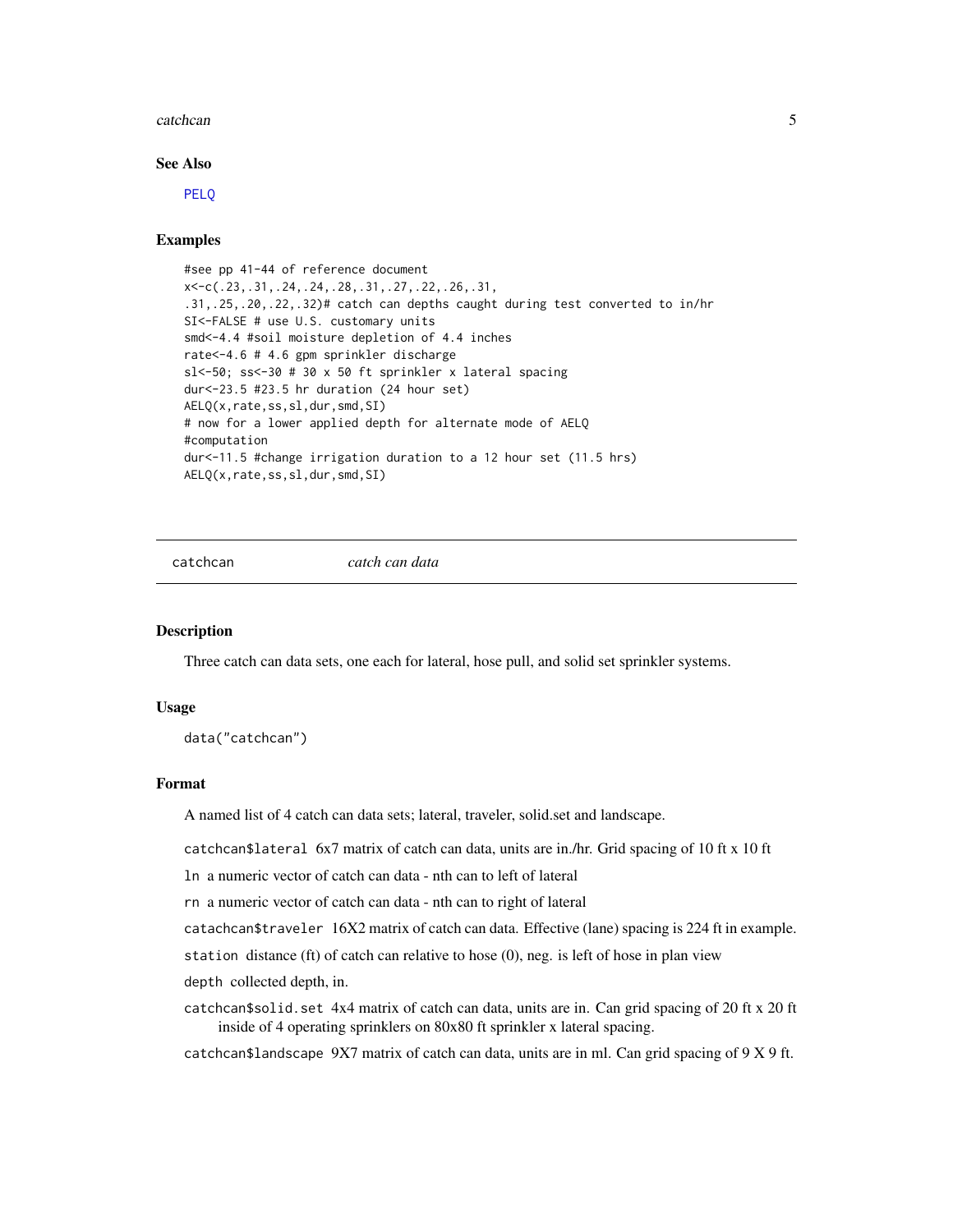### See Also

PELQ

### Examples

```
#see pp 41-44 of reference document
x<-c(.23,.31,.24,.24,.28,.31,.27,.22,.26,.31,
.31,.25,.20,.22,.32)# catch can depths caught during test converted to in/hr
SI<-FALSE # use U.S. customary units
smd<-4.4 #soil moisture depletion of 4.4 inches
rate<-4.6 # 4.6 gpm sprinkler discharge
sl<-50; ss<-30 # 30 x 50 ft sprinkler x lateral spacing
dur<-23.5 #23.5 hr duration (24 hour set)
AELQ(x,rate,ss,sl,dur,smd,SI)
# now for a lower applied depth for alternate mode of AELQ
#computation
dur<-11.5 #change irrigation duration to a 12 hour set (11.5 hrs)
AELQ(x,rate,ss,sl,dur,smd,SI)
```

---

## catchcan *catch can data*

### Description

Three catch can data sets, one each for lateral, hose pull, and solid set sprinkler systems.

### Usage

```
data("catchcan")
```

### Format

A named list of 4 catch can data sets; lateral, traveler, solid.set and landscape.

`catchcan$lateral` 6x7 matrix of catch can data, units are in./hr. Grid spacing of 10 ft x 10 ft

`ln` a numeric vector of catch can data - nth can to left of lateral

`rn` a numeric vector of catch can data - nth can to right of lateral

`catachcan$traveler` 16X2 matrix of catch can data. Effective (lane) spacing is 224 ft in example.

`station` distance (ft) of catch can relative to hose (0), neg. is left of hose in plan view

`depth` collected depth, in.

`catchcan$solid.set` 4x4 matrix of catch can data, units are in. Can grid spacing of 20 ft x 20 ft inside of 4 operating sprinklers on 80x80 ft sprinkler x lateral spacing.

`catchcan$landscape` 9X7 matrix of catch can data, units are in ml. Can grid spacing of 9 X 9 ft.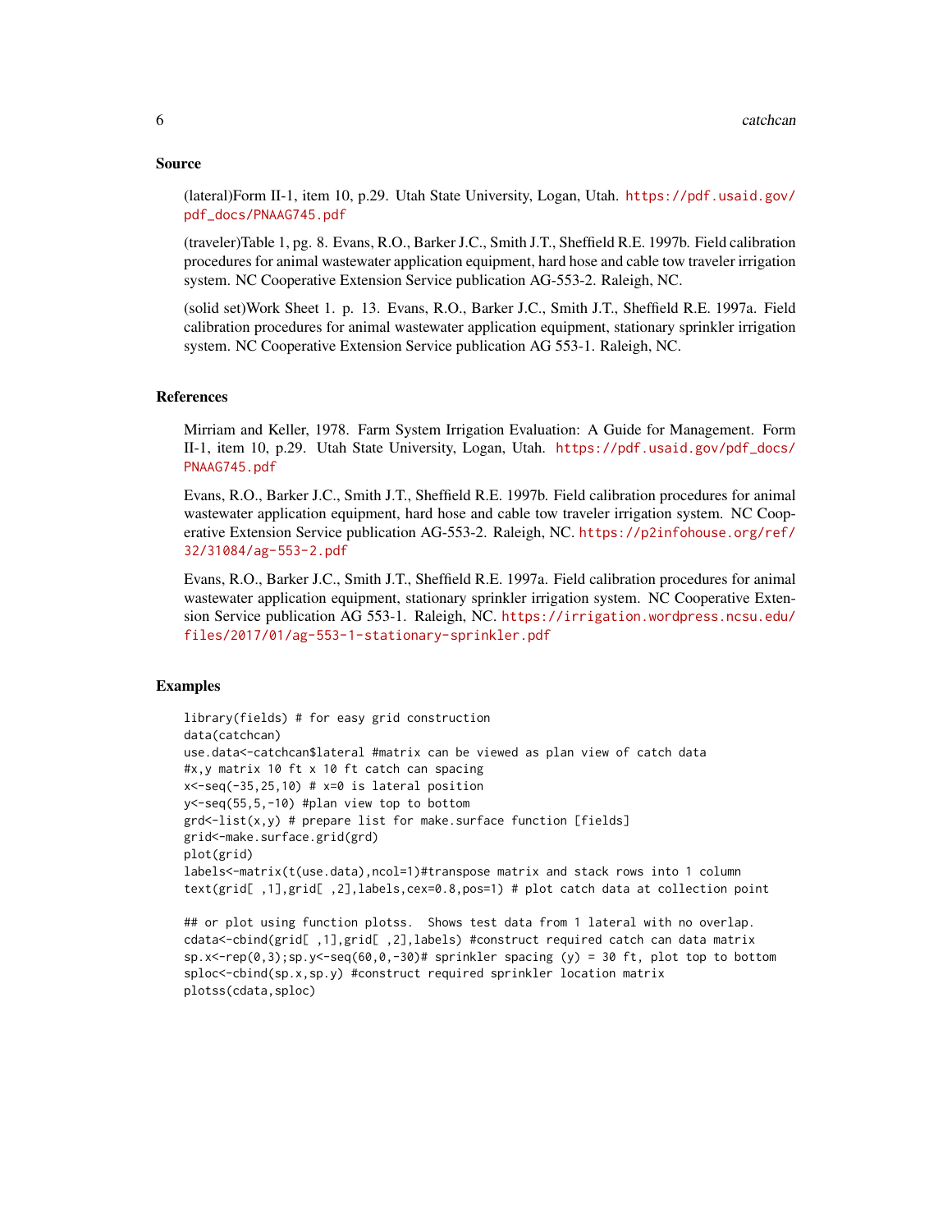## Source

(lateral)Form II-1, item 10, p.29. Utah State University, Logan, Utah. https://pdf.usaid.gov/pdf_docs/PNAAG745.pdf

(traveler)Table 1, pg. 8. Evans, R.O., Barker J.C., Smith J.T., Sheffield R.E. 1997b. Field calibration procedures for animal wastewater application equipment, hard hose and cable tow traveler irrigation system. NC Cooperative Extension Service publication AG-553-2. Raleigh, NC.

(solid set)Work Sheet 1. p. 13. Evans, R.O., Barker J.C., Smith J.T., Sheffield R.E. 1997a. Field calibration procedures for animal wastewater application equipment, stationary sprinkler irrigation system. NC Cooperative Extension Service publication AG 553-1. Raleigh, NC.

## References

Mirriam and Keller, 1978. Farm System Irrigation Evaluation: A Guide for Management. Form II-1, item 10, p.29. Utah State University, Logan, Utah. https://pdf.usaid.gov/pdf_docs/PNAAG745.pdf

Evans, R.O., Barker J.C., Smith J.T., Sheffield R.E. 1997b. Field calibration procedures for animal wastewater application equipment, hard hose and cable tow traveler irrigation system. NC Cooperative Extension Service publication AG-553-2. Raleigh, NC. https://p2infohouse.org/ref/32/31084/ag-553-2.pdf

Evans, R.O., Barker J.C., Smith J.T., Sheffield R.E. 1997a. Field calibration procedures for animal wastewater application equipment, stationary sprinkler irrigation system. NC Cooperative Extension Service publication AG 553-1. Raleigh, NC. https://irrigation.wordpress.ncsu.edu/files/2017/01/ag-553-1-stationary-sprinkler.pdf

## Examples

```
library(fields) # for easy grid construction
data(catchcan)
use.data<-catchcan$lateral #matrix can be viewed as plan view of catch data
#x,y matrix 10 ft x 10 ft catch can spacing
x<-seq(-35,25,10) # x=0 is lateral position
y<-seq(55,5,-10) #plan view top to bottom
grd<-list(x,y) # prepare list for make.surface function [fields]
grid<-make.surface.grid(grd)
plot(grid)
labels<-matrix(t(use.data),ncol=1)#transpose matrix and stack rows into 1 column
text(grid[ ,1],grid[ ,2],labels,cex=0.8,pos=1) # plot catch data at collection point

## or plot using function plotss.  Shows test data from 1 lateral with no overlap.
cdata<-cbind(grid[ ,1],grid[ ,2],labels) #construct required catch can data matrix
sp.x<-rep(0,3);sp.y<-seq(60,0,-30)# sprinkler spacing (y) = 30 ft, plot top to bottom
sploc<-cbind(sp.x,sp.y) #construct required sprinkler location matrix
plotss(cdata,sploc)
```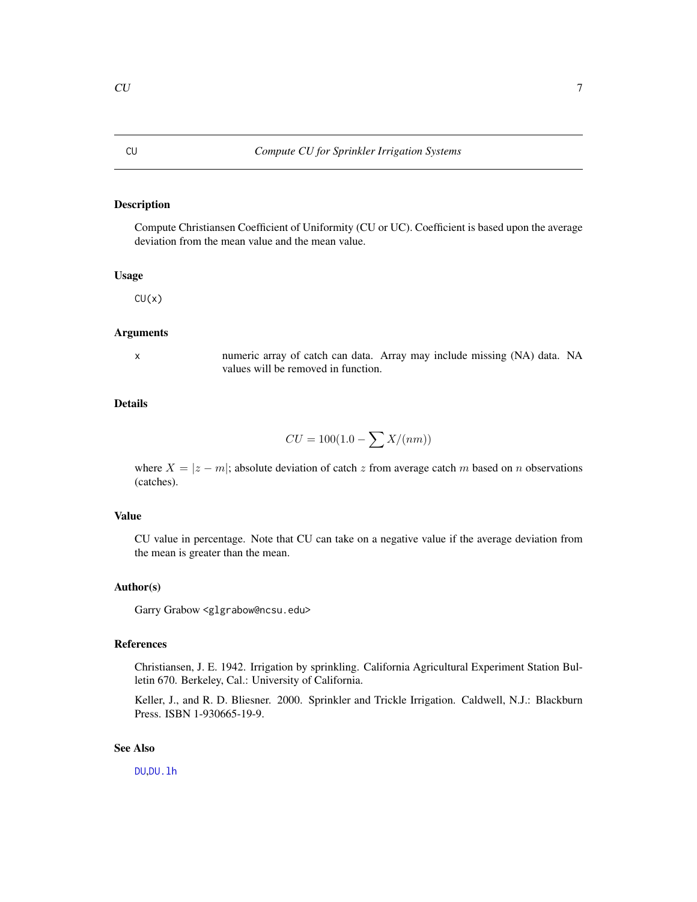# CU — *Compute CU for Sprinkler Irrigation Systems*

### Description

Compute Christiansen Coefficient of Uniformity (CU or UC). Coefficient is based upon the average deviation from the mean value and the mean value.

### Usage

```
CU(x)
```

### Arguments

| | |
|---|---|
| x | numeric array of catch can data. Array may include missing (NA) data. NA values will be removed in function. |

### Details

$$CU = 100(1.0 - \sum X/(nm))$$

where $X = |z - m|$; absolute deviation of catch $z$ from average catch $m$ based on $n$ observations (catches).

### Value

CU value in percentage. Note that CU can take on a negative value if the average deviation from the mean is greater than the mean.

### Author(s)

Garry Grabow <glgrabow@ncsu.edu>

### References

Christiansen, J. E. 1942. Irrigation by sprinkling. California Agricultural Experiment Station Bulletin 670. Berkeley, Cal.: University of California.

Keller, J., and R. D. Bliesner. 2000. Sprinkler and Trickle Irrigation. Caldwell, N.J.: Blackburn Press. ISBN 1-930665-19-9.

### See Also

DU,DU.lh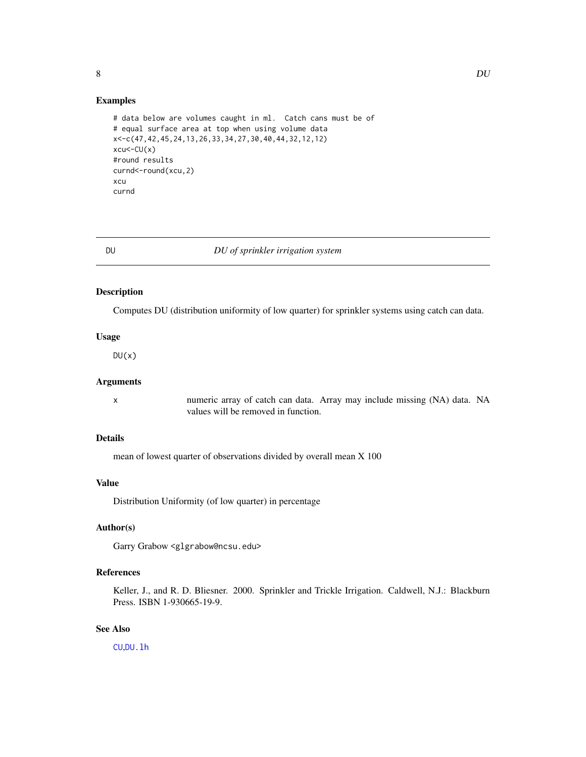## Examples

```
# data below are volumes caught in ml.  Catch cans must be of
# equal surface area at top when using volume data
x<-c(47,42,45,24,13,26,33,34,27,30,40,44,32,12,12)
xcu<-CU(x)
#round results
curnd<-round(xcu,2)
xcu
curnd
```

---

# DU — *DU of sprinkler irrigation system*

---

## Description

Computes DU (distribution uniformity of low quarter) for sprinkler systems using catch can data.

## Usage

```
DU(x)
```

## Arguments

| | |
|---|---|
| x | numeric array of catch can data. Array may include missing (NA) data. NA values will be removed in function. |

## Details

mean of lowest quarter of observations divided by overall mean X 100

## Value

Distribution Uniformity (of low quarter) in percentage

## Author(s)

Garry Grabow <glgrabow@ncsu.edu>

## References

Keller, J., and R. D. Bliesner. 2000. Sprinkler and Trickle Irrigation. Caldwell, N.J.: Blackburn Press. ISBN 1-930665-19-9.

## See Also

CU,DU.lh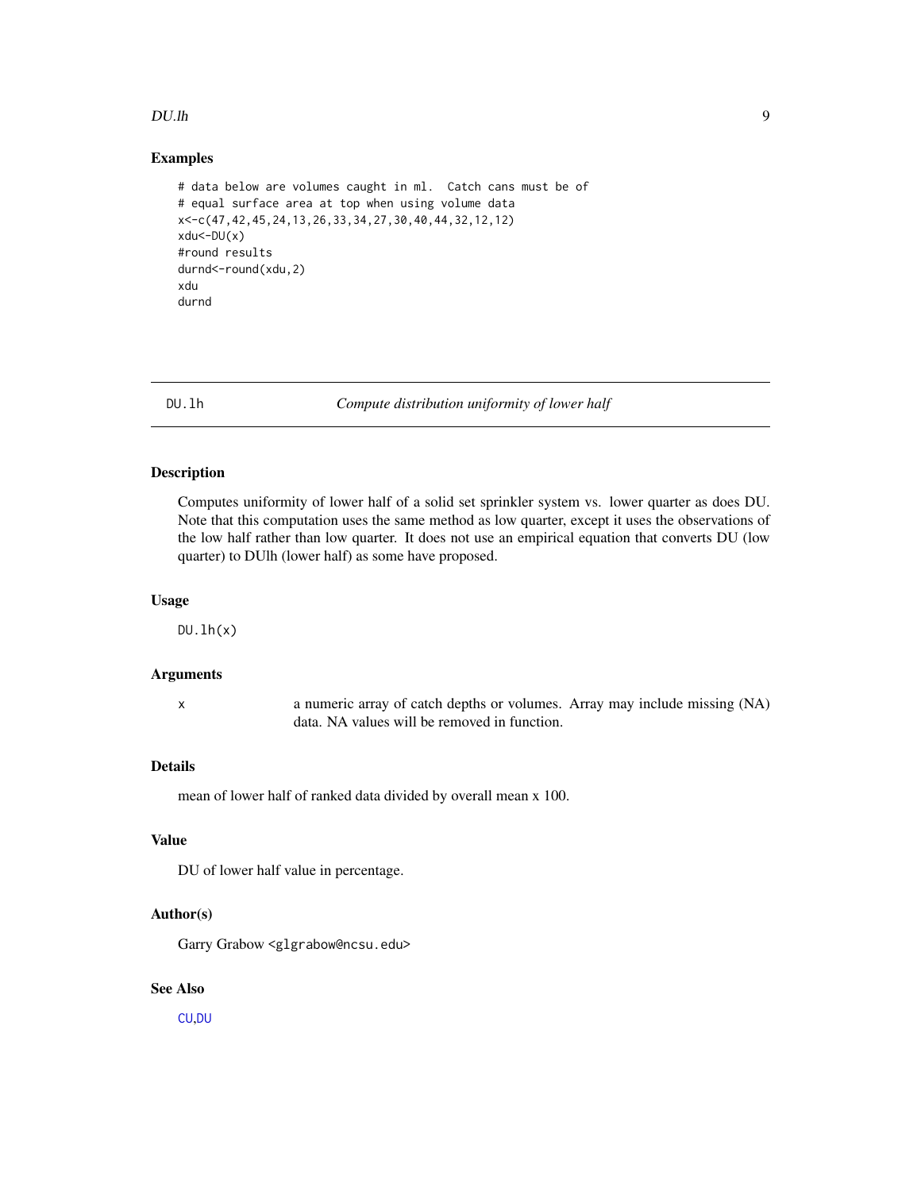## Examples

```
# data below are volumes caught in ml.  Catch cans must be of
# equal surface area at top when using volume data
x<-c(47,42,45,24,13,26,33,34,27,30,40,44,32,12,12)
xdu<-DU(x)
#round results
durnd<-round(xdu,2)
xdu
durnd
```

---

# DU.lh *Compute distribution uniformity of lower half*

---

## Description

Computes uniformity of lower half of a solid set sprinkler system vs. lower quarter as does DU. Note that this computation uses the same method as low quarter, except it uses the observations of the low half rather than low quarter. It does not use an empirical equation that converts DU (low quarter) to DUlh (lower half) as some have proposed.

## Usage

```
DU.lh(x)
```

## Arguments

| | |
|---|---|
| x | a numeric array of catch depths or volumes. Array may include missing (NA) data. NA values will be removed in function. |

## Details

mean of lower half of ranked data divided by overall mean x 100.

## Value

DU of lower half value in percentage.

## Author(s)

Garry Grabow <glgrabow@ncsu.edu>

## See Also

CU,DU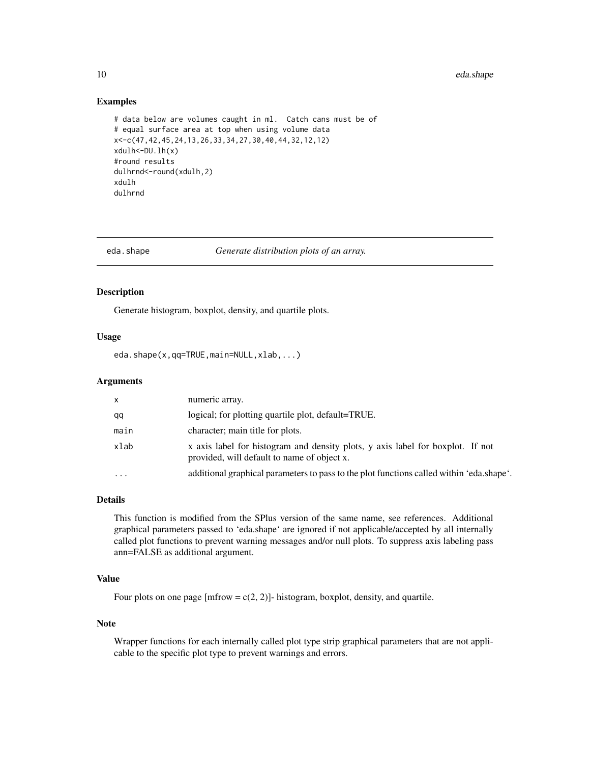## Examples

```
# data below are volumes caught in ml.  Catch cans must be of
# equal surface area at top when using volume data
x<-c(47,42,45,24,13,26,33,34,27,30,40,44,32,12,12)
xdulh<-DU.lh(x)
#round results
dulhrnd<-round(xdulh,2)
xdulh
dulhrnd
```

---

# eda.shape    *Generate distribution plots of an array.*

## Description

Generate histogram, boxplot, density, and quartile plots.

## Usage

```
eda.shape(x,qq=TRUE,main=NULL,xlab,...)
```

## Arguments

| | |
|---|---|
| x | numeric array. |
| qq | logical; for plotting quartile plot, default=TRUE. |
| main | character; main title for plots. |
| xlab | x axis label for histogram and density plots, y axis label for boxplot. If not provided, will default to name of object x. |
| ... | additional graphical parameters to pass to the plot functions called within 'eda.shape'. |

## Details

This function is modified from the SPlus version of the same name, see references. Additional graphical parameters passed to 'eda.shape' are ignored if not applicable/accepted by all internally called plot functions to prevent warning messages and/or null plots. To suppress axis labeling pass ann=FALSE as additional argument.

## Value

Four plots on one page [mfrow = c(2, 2)]- histogram, boxplot, density, and quartile.

## Note

Wrapper functions for each internally called plot type strip graphical parameters that are not applicable to the specific plot type to prevent warnings and errors.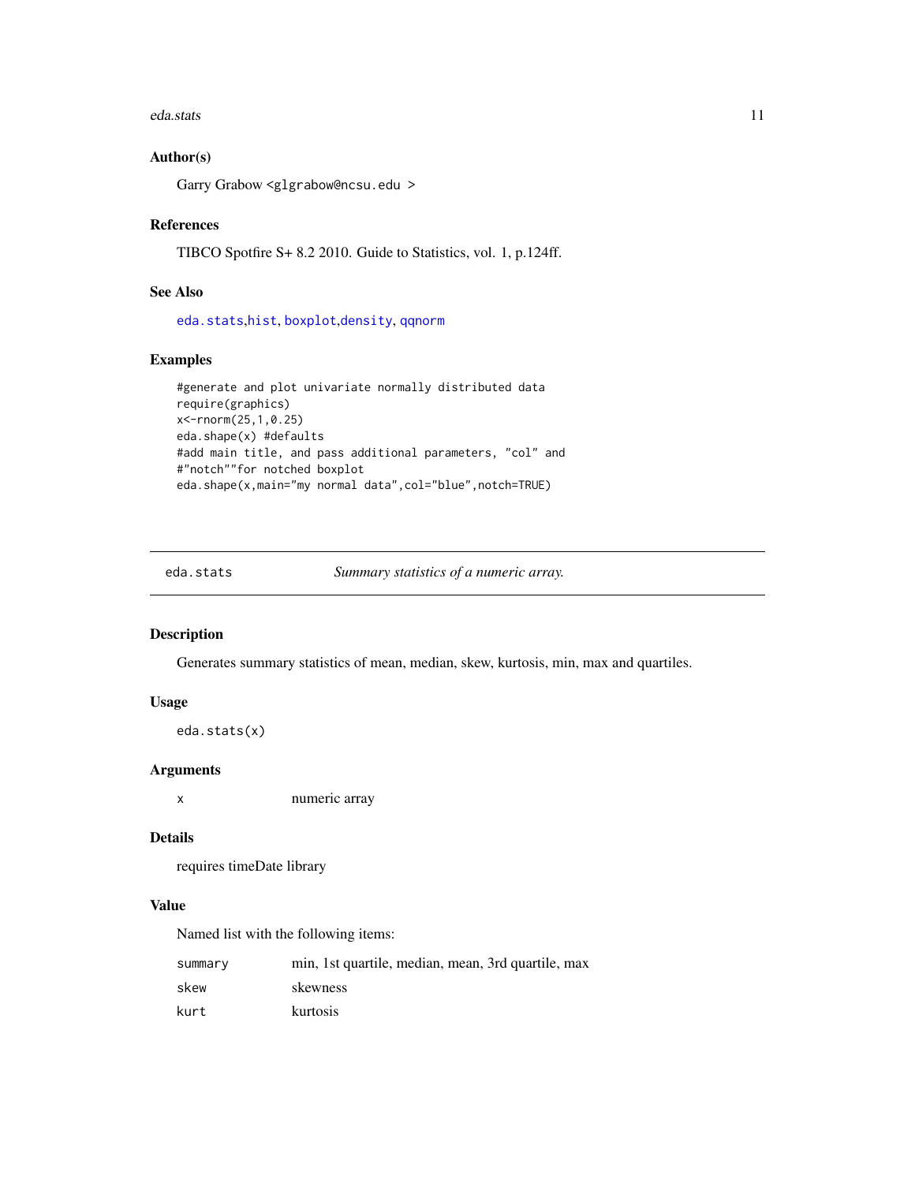### Author(s)

Garry Grabow <glgrabow@ncsu.edu >

### References

TIBCO Spotfire S+ 8.2 2010. Guide to Statistics, vol. 1, p.124ff.

### See Also

eda.stats,hist, boxplot,density, qqnorm

### Examples

```
#generate and plot univariate normally distributed data
require(graphics)
x<-rnorm(25,1,0.25)
eda.shape(x) #defaults
#add main title, and pass additional parameters, "col" and
#"notch""for notched boxplot
eda.shape(x,main="my normal data",col="blue",notch=TRUE)
```

---

## eda.stats *Summary statistics of a numeric array.*

### Description

Generates summary statistics of mean, median, skew, kurtosis, min, max and quartiles.

### Usage

```
eda.stats(x)
```

### Arguments

| | |
|---|---|
| x | numeric array |

### Details

requires timeDate library

### Value

Named list with the following items:

| | |
|---|---|
| summary | min, 1st quartile, median, mean, 3rd quartile, max |
| skew | skewness |
| kurt | kurtosis |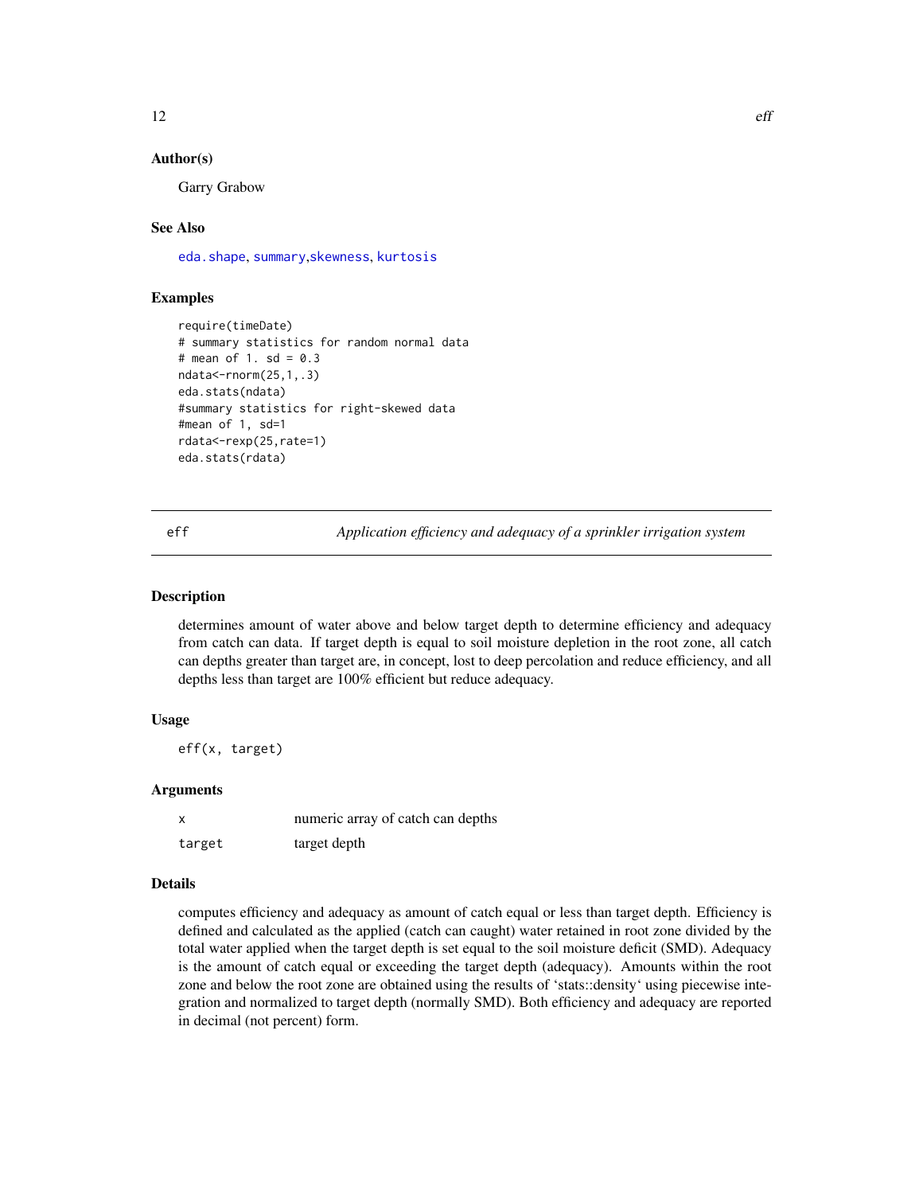### Author(s)

Garry Grabow

### See Also

eda.shape, summary, skewness, kurtosis

### Examples

```
require(timeDate)
# summary statistics for random normal data
# mean of 1. sd = 0.3
ndata<-rnorm(25,1,.3)
eda.stats(ndata)
#summary statistics for right-skewed data
#mean of 1, sd=1
rdata<-rexp(25,rate=1)
eda.stats(rdata)
```

---

## eff — *Application efficiency and adequacy of a sprinkler irrigation system*

---

### Description

determines amount of water above and below target depth to determine efficiency and adequacy from catch can data. If target depth is equal to soil moisture depletion in the root zone, all catch can depths greater than target are, in concept, lost to deep percolation and reduce efficiency, and all depths less than target are 100% efficient but reduce adequacy.

### Usage

```
eff(x, target)
```

### Arguments

| | |
|---|---|
| `x` | numeric array of catch can depths |
| `target` | target depth |

### Details

computes efficiency and adequacy as amount of catch equal or less than target depth. Efficiency is defined and calculated as the applied (catch can caught) water retained in root zone divided by the total water applied when the target depth is set equal to the soil moisture deficit (SMD). Adequacy is the amount of catch equal or exceeding the target depth (adequacy). Amounts within the root zone and below the root zone are obtained using the results of 'stats::density' using piecewise integration and normalized to target depth (normally SMD). Both efficiency and adequacy are reported in decimal (not percent) form.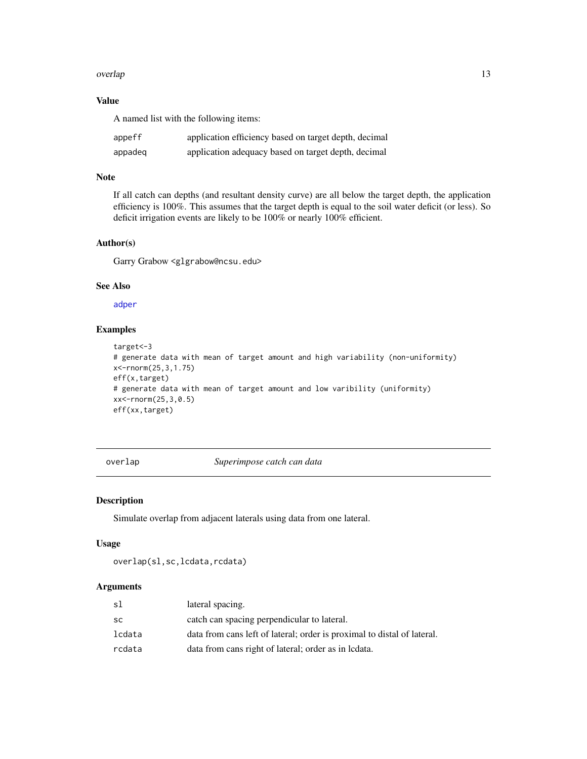### Value

A named list with the following items:

| | |
|---|---|
| appeff | application efficiency based on target depth, decimal |
| appadeq | application adequacy based on target depth, decimal |

### Note

If all catch can depths (and resultant density curve) are all below the target depth, the application efficiency is 100%. This assumes that the target depth is equal to the soil water deficit (or less). So deficit irrigation events are likely to be 100% or nearly 100% efficient.

### Author(s)

Garry Grabow <glgrabow@ncsu.edu>

### See Also

adper

### Examples

```
target<-3
# generate data with mean of target amount and high variability (non-uniformity)
x<-rnorm(25,3,1.75)
eff(x,target)
# generate data with mean of target amount and low varibility (uniformity)
xx<-rnorm(25,3,0.5)
eff(xx,target)
```

---

## overlap *Superimpose catch can data*

---

### Description

Simulate overlap from adjacent laterals using data from one lateral.

### Usage

```
overlap(sl,sc,lcdata,rcdata)
```

### Arguments

| | |
|---|---|
| sl | lateral spacing. |
| sc | catch can spacing perpendicular to lateral. |
| lcdata | data from cans left of lateral; order is proximal to distal of lateral. |
| rcdata | data from cans right of lateral; order as in lcdata. |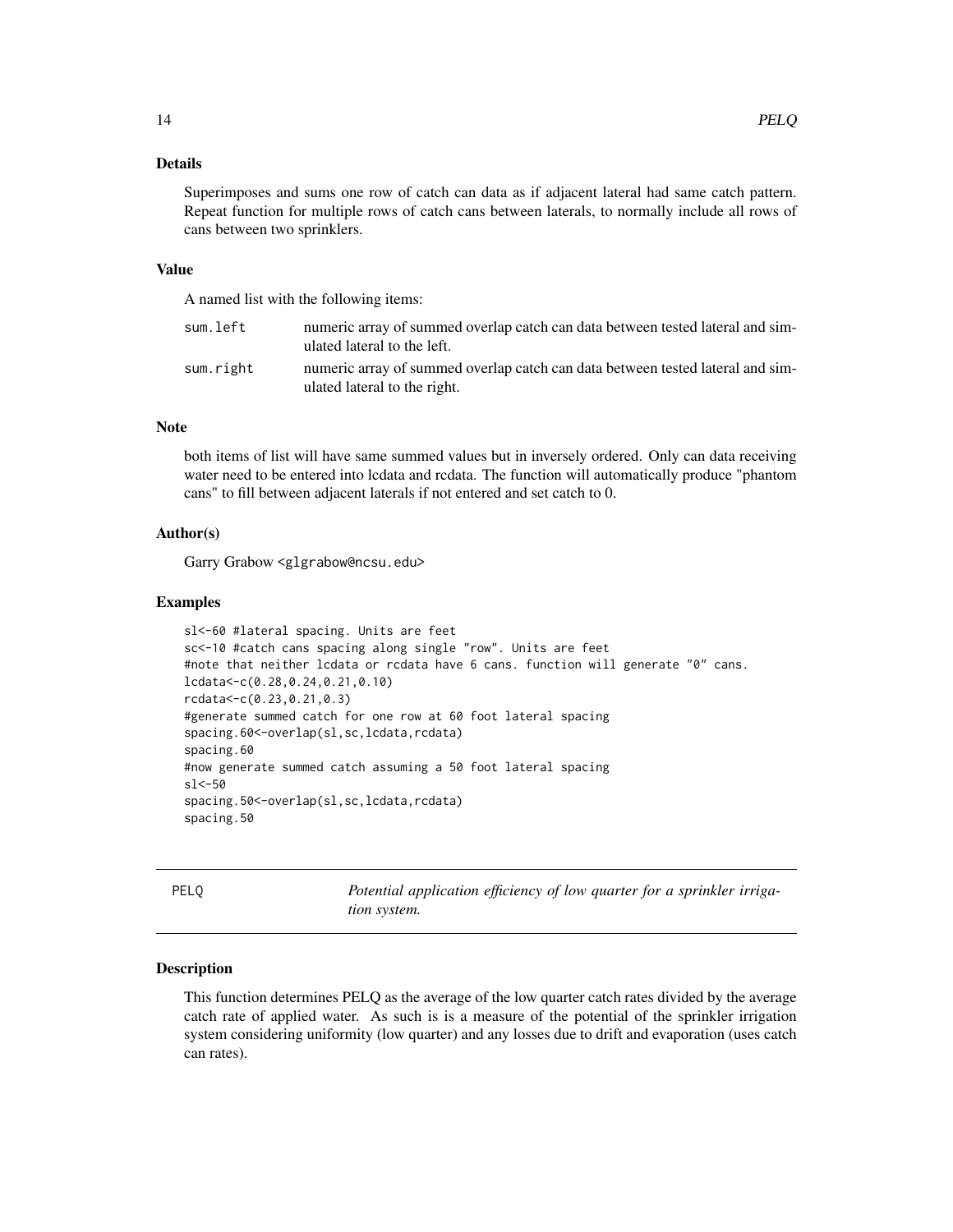### Details

Superimposes and sums one row of catch can data as if adjacent lateral had same catch pattern. Repeat function for multiple rows of catch cans between laterals, to normally include all rows of cans between two sprinklers.

### Value

A named list with the following items:

| | |
|---|---|
| sum.left | numeric array of summed overlap catch can data between tested lateral and simulated lateral to the left. |
| sum.right | numeric array of summed overlap catch can data between tested lateral and simulated lateral to the right. |

### Note

both items of list will have same summed values but in inversely ordered. Only can data receiving water need to be entered into lcdata and rcdata. The function will automatically produce "phantom cans" to fill between adjacent laterals if not entered and set catch to 0.

### Author(s)

Garry Grabow <glgrabow@ncsu.edu>

### Examples

```
sl<-60 #lateral spacing. Units are feet
sc<-10 #catch cans spacing along single "row". Units are feet
#note that neither lcdata or rcdata have 6 cans. function will generate "0" cans.
lcdata<-c(0.28,0.24,0.21,0.10)
rcdata<-c(0.23,0.21,0.3)
#generate summed catch for one row at 60 foot lateral spacing
spacing.60<-overlap(sl,sc,lcdata,rcdata)
spacing.60
#now generate summed catch assuming a 50 foot lateral spacing
sl<-50
spacing.50<-overlap(sl,sc,lcdata,rcdata)
spacing.50
```

---

## PELQ — *Potential application efficiency of low quarter for a sprinkler irrigation system.*

---

### Description

This function determines PELQ as the average of the low quarter catch rates divided by the average catch rate of applied water. As such is is a measure of the potential of the sprinkler irrigation system considering uniformity (low quarter) and any losses due to drift and evaporation (uses catch can rates).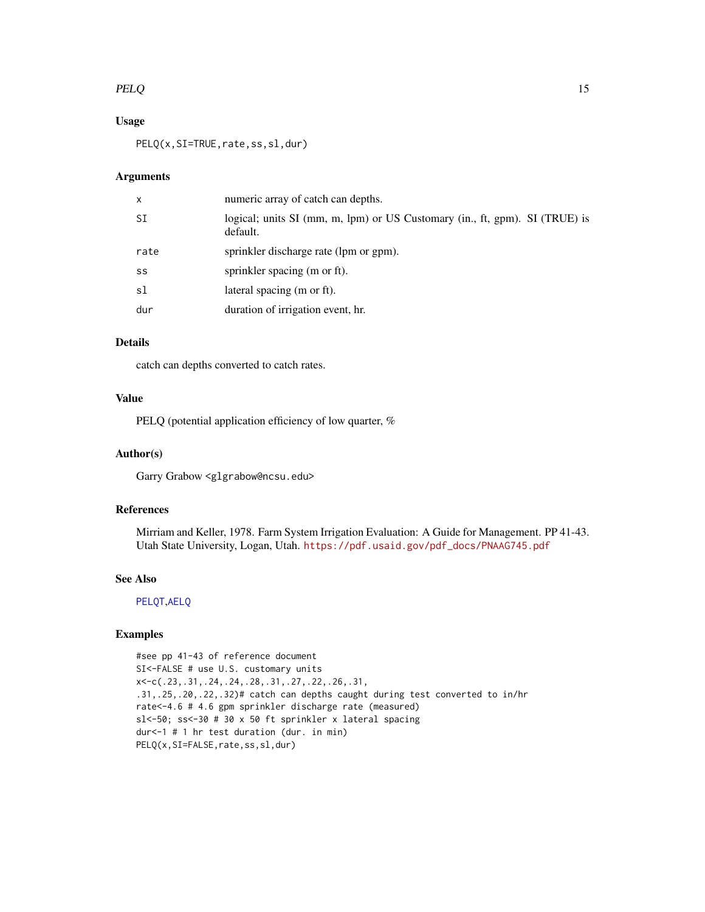## Usage

```
PELQ(x,SI=TRUE,rate,ss,sl,dur)
```

## Arguments

| | |
|---|---|
| x | numeric array of catch can depths. |
| SI | logical; units SI (mm, m, lpm) or US Customary (in., ft, gpm). SI (TRUE) is default. |
| rate | sprinkler discharge rate (lpm or gpm). |
| ss | sprinkler spacing (m or ft). |
| sl | lateral spacing (m or ft). |
| dur | duration of irrigation event, hr. |

## Details

catch can depths converted to catch rates.

## Value

PELQ (potential application efficiency of low quarter, %

## Author(s)

Garry Grabow <glgrabow@ncsu.edu>

## References

Mirriam and Keller, 1978. Farm System Irrigation Evaluation: A Guide for Management. PP 41-43. Utah State University, Logan, Utah. https://pdf.usaid.gov/pdf_docs/PNAAG745.pdf

## See Also

PELQT,AELQ

## Examples

```
#see pp 41-43 of reference document
SI<-FALSE # use U.S. customary units
x<-c(.23,.31,.24,.24,.28,.31,.27,.22,.26,.31,
.31,.25,.20,.22,.32)# catch can depths caught during test converted to in/hr
rate<-4.6 # 4.6 gpm sprinkler discharge rate (measured)
sl<-50; ss<-30 # 30 x 50 ft sprinkler x lateral spacing
dur<-1 # 1 hr test duration (dur. in min)
PELQ(x,SI=FALSE,rate,ss,sl,dur)
```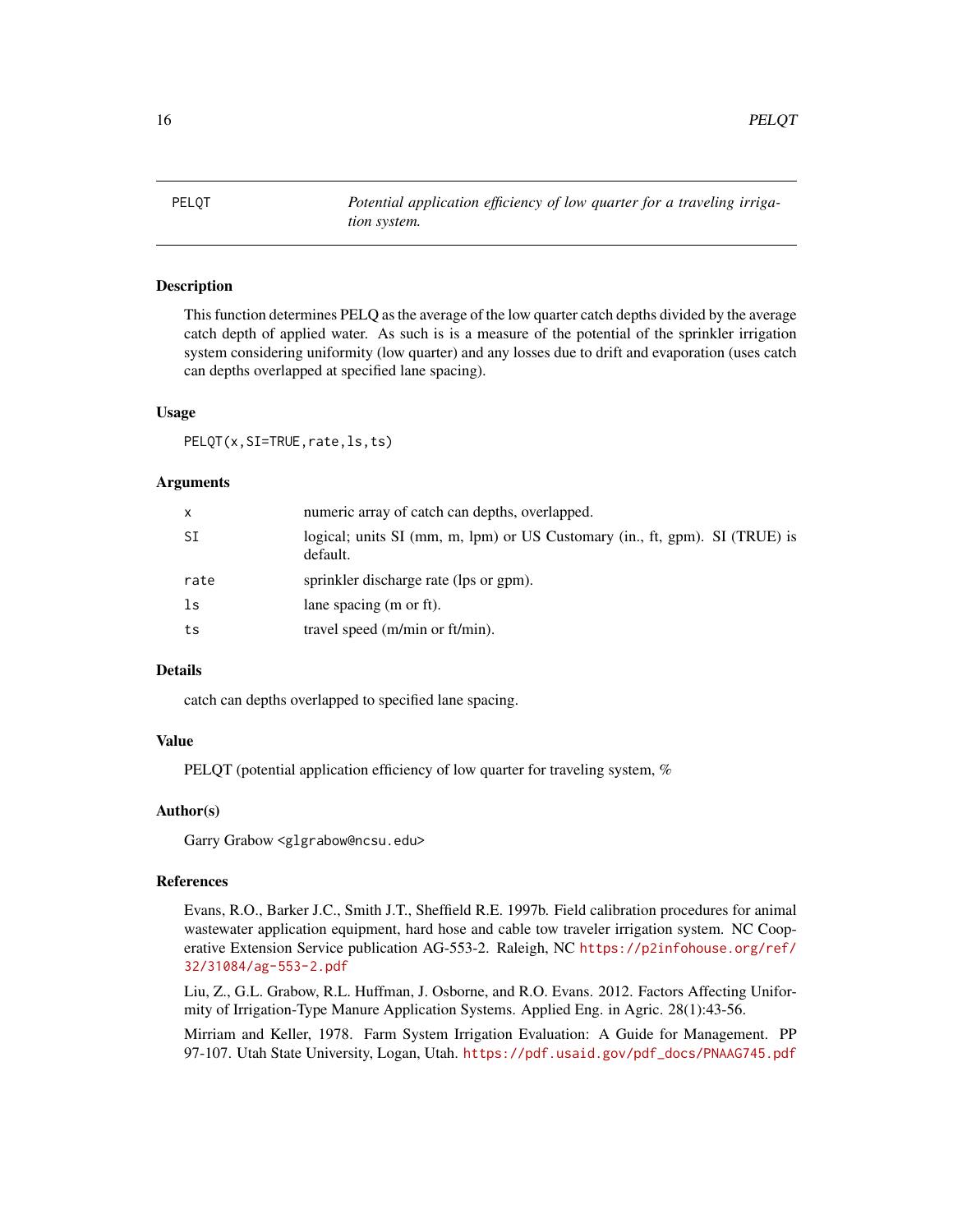## PELQT — *Potential application efficiency of low quarter for a traveling irrigation system.*

### Description

This function determines PELQ as the average of the low quarter catch depths divided by the average catch depth of applied water. As such is is a measure of the potential of the sprinkler irrigation system considering uniformity (low quarter) and any losses due to drift and evaporation (uses catch can depths overlapped at specified lane spacing).

### Usage

```
PELQT(x,SI=TRUE,rate,ls,ts)
```

### Arguments

| | |
|---|---|
| x | numeric array of catch can depths, overlapped. |
| SI | logical; units SI (mm, m, lpm) or US Customary (in., ft, gpm). SI (TRUE) is default. |
| rate | sprinkler discharge rate (lps or gpm). |
| ls | lane spacing (m or ft). |
| ts | travel speed (m/min or ft/min). |

### Details

catch can depths overlapped to specified lane spacing.

### Value

PELQT (potential application efficiency of low quarter for traveling system, %

### Author(s)

Garry Grabow <glgrabow@ncsu.edu>

### References

Evans, R.O., Barker J.C., Smith J.T., Sheffield R.E. 1997b. Field calibration procedures for animal wastewater application equipment, hard hose and cable tow traveler irrigation system. NC Cooperative Extension Service publication AG-553-2. Raleigh, NC https://p2infohouse.org/ref/32/31084/ag-553-2.pdf

Liu, Z., G.L. Grabow, R.L. Huffman, J. Osborne, and R.O. Evans. 2012. Factors Affecting Uniformity of Irrigation-Type Manure Application Systems. Applied Eng. in Agric. 28(1):43-56.

Mirriam and Keller, 1978. Farm System Irrigation Evaluation: A Guide for Management. PP 97-107. Utah State University, Logan, Utah. https://pdf.usaid.gov/pdf_docs/PNAAG745.pdf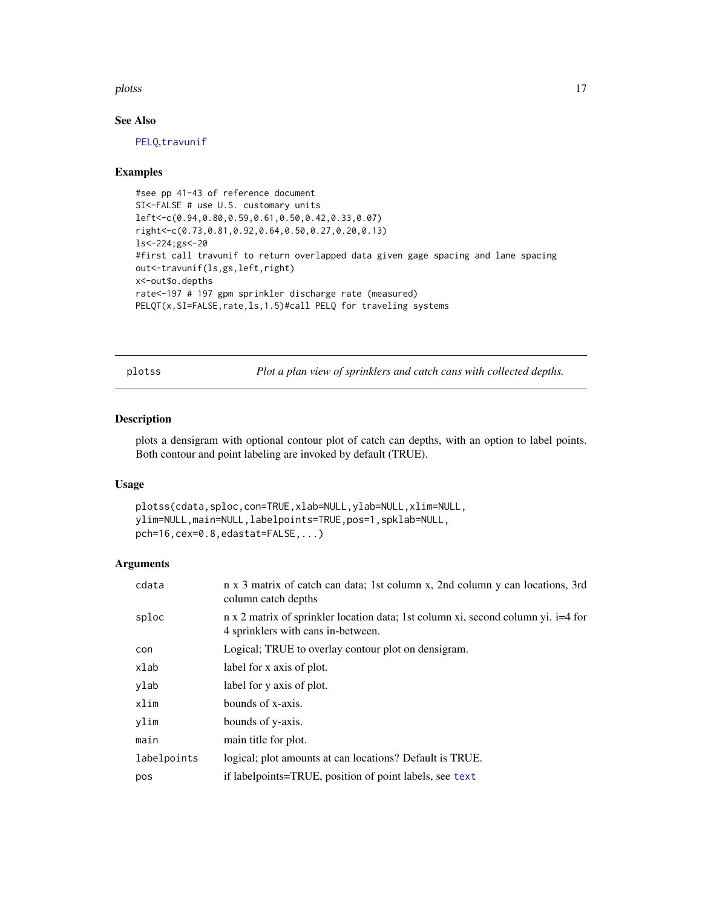### See Also

PELQ,travunif

### Examples

```
#see pp 41-43 of reference document
SI<-FALSE # use U.S. customary units
left<-c(0.94,0.80,0.59,0.61,0.50,0.42,0.33,0.07)
right<-c(0.73,0.81,0.92,0.64,0.50,0.27,0.20,0.13)
ls<-224;gs<-20
#first call travunif to return overlapped data given gage spacing and lane spacing
out<-travunif(ls,gs,left,right)
x<-out$o.depths
rate<-197 # 197 gpm sprinkler discharge rate (measured)
PELQT(x,SI=FALSE,rate,ls,1.5)#call PELQ for traveling systems
```

---

## plotss — *Plot a plan view of sprinklers and catch cans with collected depths.*

### Description

plots a densigram with optional contour plot of catch can depths, with an option to label points. Both contour and point labeling are invoked by default (TRUE).

### Usage

```
plotss(cdata,sploc,con=TRUE,xlab=NULL,ylab=NULL,xlim=NULL,
ylim=NULL,main=NULL,labelpoints=TRUE,pos=1,spklab=NULL,
pch=16,cex=0.8,edastat=FALSE,...)
```

### Arguments

| | |
|---|---|
| cdata | n x 3 matrix of catch can data; 1st column x, 2nd column y can locations, 3rd column catch depths |
| sploc | n x 2 matrix of sprinkler location data; 1st column xi, second column yi. i=4 for 4 sprinklers with cans in-between. |
| con | Logical; TRUE to overlay contour plot on densigram. |
| xlab | label for x axis of plot. |
| ylab | label for y axis of plot. |
| xlim | bounds of x-axis. |
| ylim | bounds of y-axis. |
| main | main title for plot. |
| labelpoints | logical; plot amounts at can locations? Default is TRUE. |
| pos | if labelpoints=TRUE, position of point labels, see text |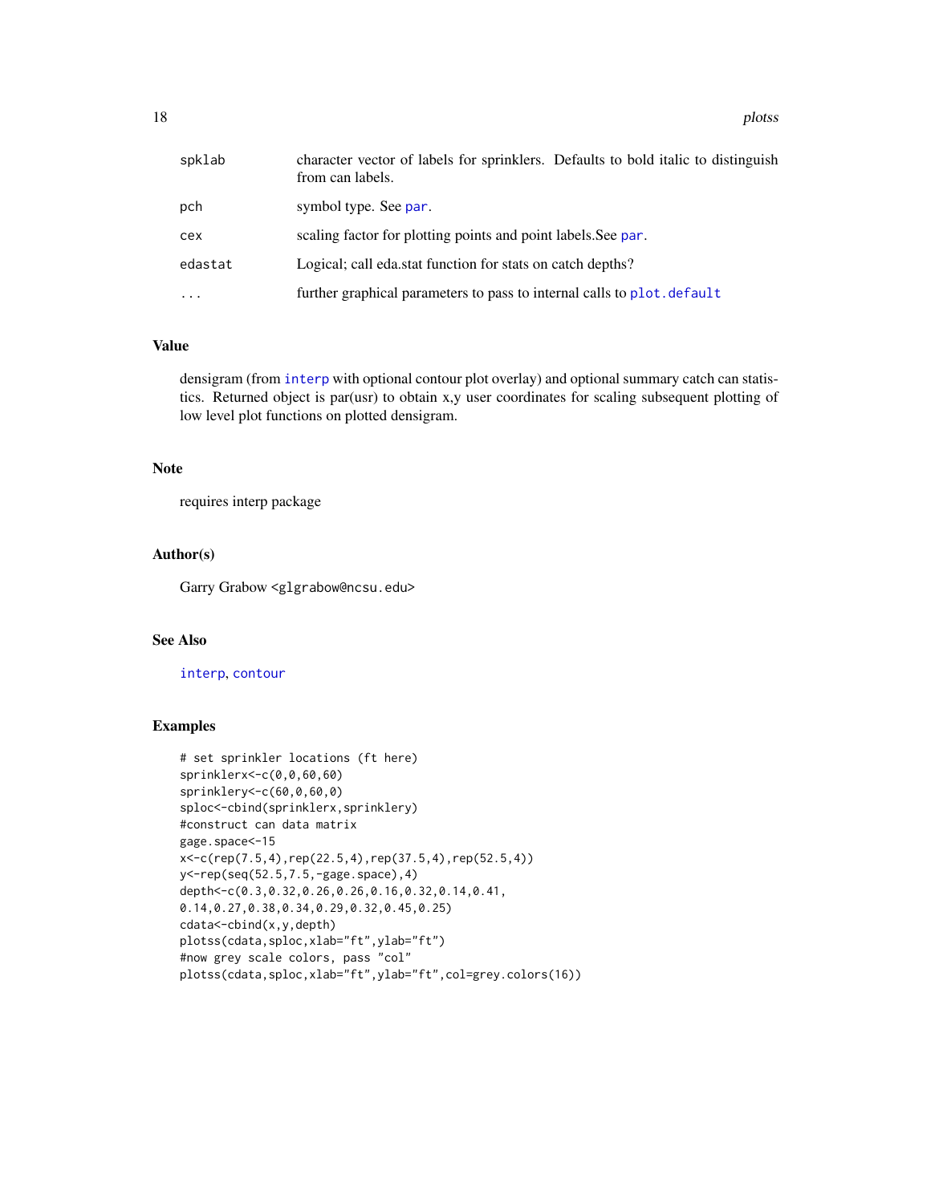| | |
|---|---|
| spklab | character vector of labels for sprinklers. Defaults to bold italic to distinguish from can labels. |
| pch | symbol type. See par. |
| cex | scaling factor for plotting points and point labels.See par. |
| edastat | Logical; call eda.stat function for stats on catch depths? |
| ... | further graphical parameters to pass to internal calls to plot.default |

## Value

densigram (from interp with optional contour plot overlay) and optional summary catch can statistics. Returned object is par(usr) to obtain x,y user coordinates for scaling subsequent plotting of low level plot functions on plotted densigram.

## Note

requires interp package

## Author(s)

Garry Grabow <glgrabow@ncsu.edu>

## See Also

interp, contour

## Examples

```
# set sprinkler locations (ft here)
sprinklerx<-c(0,0,60,60)
sprinklery<-c(60,0,60,0)
sploc<-cbind(sprinklerx,sprinklery)
#construct can data matrix
gage.space<-15
x<-c(rep(7.5,4),rep(22.5,4),rep(37.5,4),rep(52.5,4))
y<-rep(seq(52.5,7.5,-gage.space),4)
depth<-c(0.3,0.32,0.26,0.26,0.16,0.32,0.14,0.41,
0.14,0.27,0.38,0.34,0.29,0.32,0.45,0.25)
cdata<-cbind(x,y,depth)
plotss(cdata,sploc,xlab="ft",ylab="ft")
#now grey scale colors, pass "col"
plotss(cdata,sploc,xlab="ft",ylab="ft",col=grey.colors(16))
```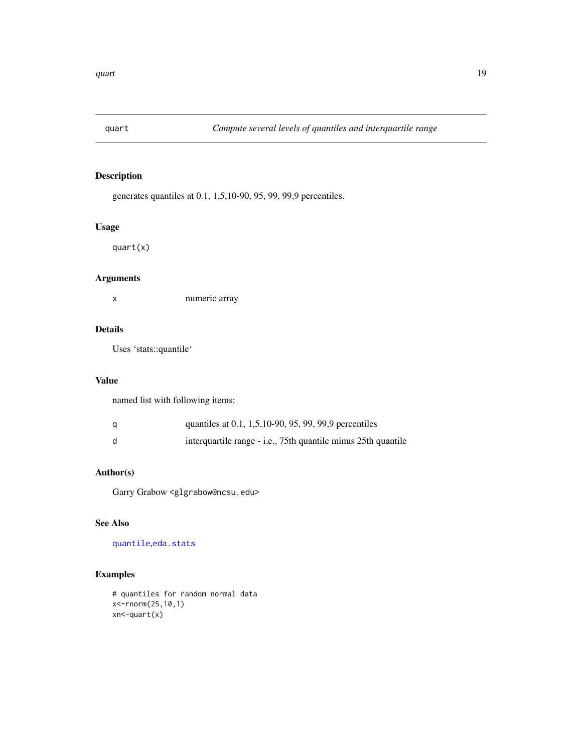quart — *Compute several levels of quantiles and interquartile range*

## Description

generates quantiles at 0.1, 1,5,10-90, 95, 99, 99,9 percentiles.

## Usage

```
quart(x)
```

## Arguments

| | |
|---|---|
| x | numeric array |

## Details

Uses 'stats::quantile'

## Value

named list with following items:

| | |
|---|---|
| q | quantiles at 0.1, 1,5,10-90, 95, 99, 99,9 percentiles |
| d | interquartile range - i.e., 75th quantile minus 25th quantile |

## Author(s)

Garry Grabow <glgrabow@ncsu.edu>

## See Also

quantile,eda.stats

## Examples

```
# quantiles for random normal data
x<-rnorm(25,10,1)
xn<-quart(x)
```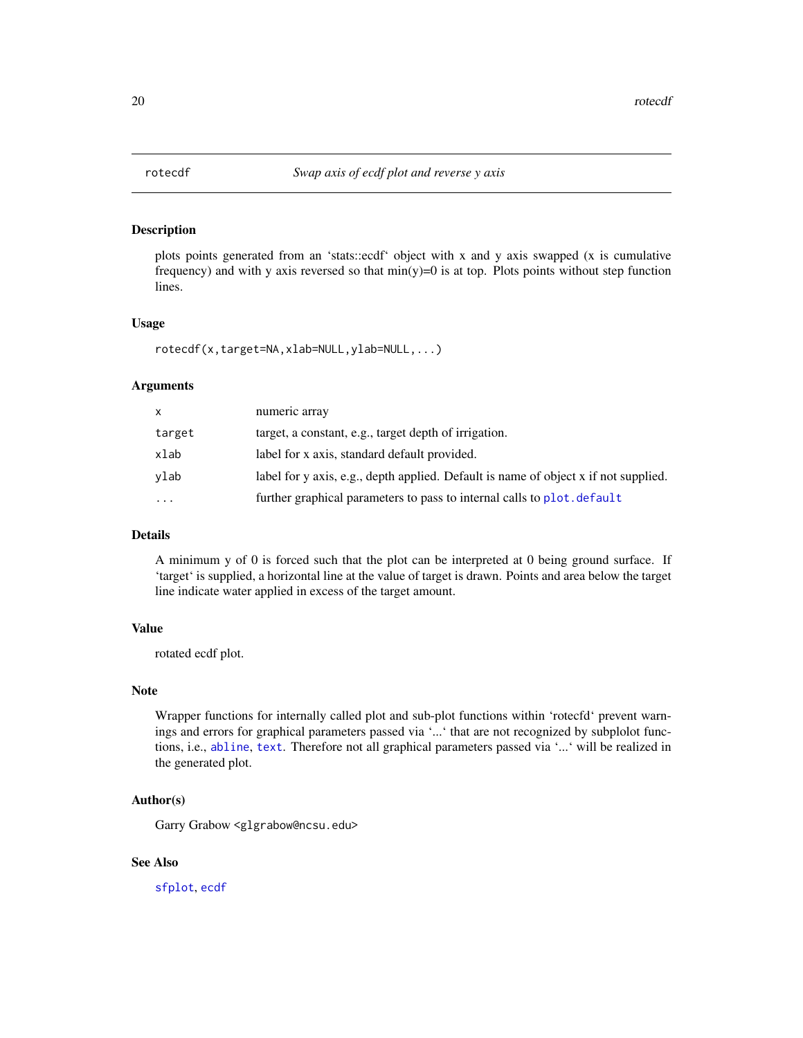rotecdf — *Swap axis of ecdf plot and reverse y axis*

## Description

plots points generated from an 'stats::ecdf' object with x and y axis swapped (x is cumulative frequency) and with y axis reversed so that min(y)=0 is at top. Plots points without step function lines.

## Usage

```
rotecdf(x,target=NA,xlab=NULL,ylab=NULL,...)
```

## Arguments

| | |
|---|---|
| `x` | numeric array |
| `target` | target, a constant, e.g., target depth of irrigation. |
| `xlab` | label for x axis, standard default provided. |
| `ylab` | label for y axis, e.g., depth applied. Default is name of object x if not supplied. |
| `...` | further graphical parameters to pass to internal calls to `plot.default` |

## Details

A minimum y of 0 is forced such that the plot can be interpreted at 0 being ground surface. If 'target' is supplied, a horizontal line at the value of target is drawn. Points and area below the target line indicate water applied in excess of the target amount.

## Value

rotated ecdf plot.

## Note

Wrapper functions for internally called plot and sub-plot functions within 'rotecfd' prevent warnings and errors for graphical parameters passed via '...' that are not recognized by subplolot functions, i.e., `abline`, `text`. Therefore not all graphical parameters passed via '...' will be realized in the generated plot.

## Author(s)

Garry Grabow <glgrabow@ncsu.edu>

## See Also

`sfplot`, `ecdf`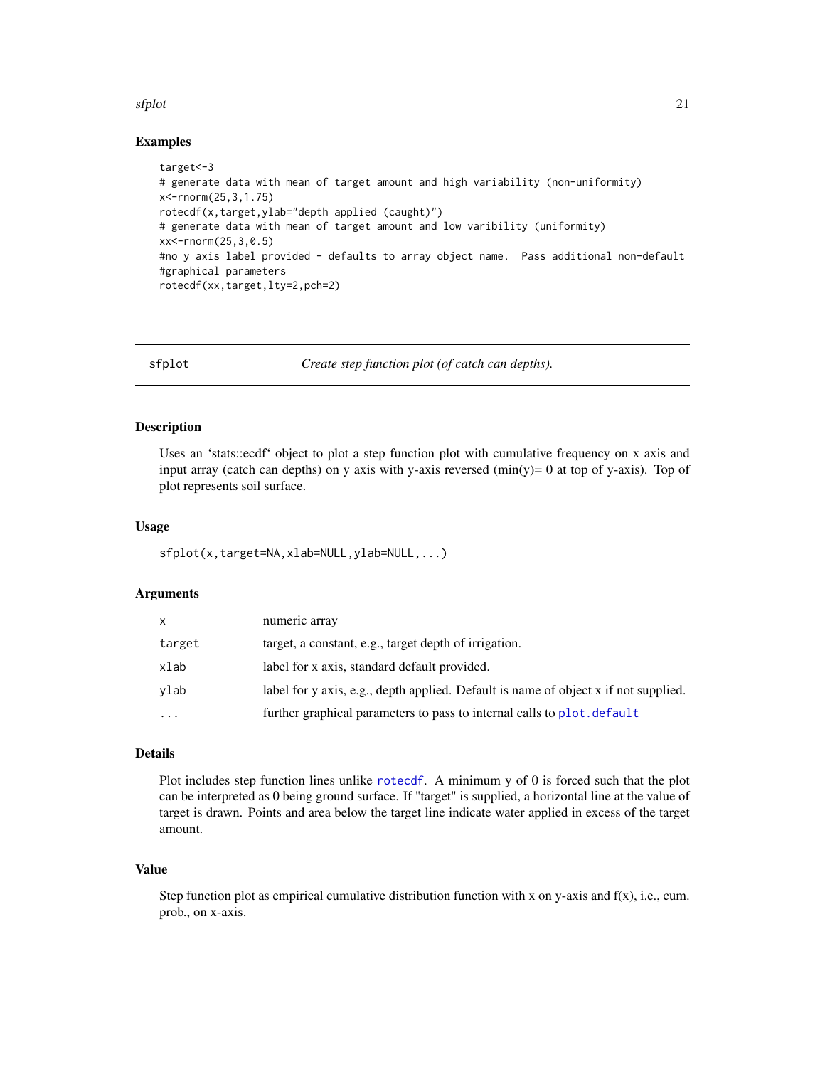### Examples

```
target<-3
# generate data with mean of target amount and high variability (non-uniformity)
x<-rnorm(25,3,1.75)
rotecdf(x,target,ylab="depth applied (caught)")
# generate data with mean of target amount and low varibility (uniformity)
xx<-rnorm(25,3,0.5)
#no y axis label provided - defaults to array object name.  Pass additional non-default
#graphical parameters
rotecdf(xx,target,lty=2,pch=2)
```

---

## sfplot — *Create step function plot (of catch can depths).*

### Description

Uses an 'stats::ecdf' object to plot a step function plot with cumulative frequency on x axis and input array (catch can depths) on y axis with y-axis reversed (min(y)= 0 at top of y-axis). Top of plot represents soil surface.

### Usage

```
sfplot(x,target=NA,xlab=NULL,ylab=NULL,...)
```

### Arguments

| | |
|---|---|
| `x` | numeric array |
| `target` | target, a constant, e.g., target depth of irrigation. |
| `xlab` | label for x axis, standard default provided. |
| `ylab` | label for y axis, e.g., depth applied. Default is name of object x if not supplied. |
| `...` | further graphical parameters to pass to internal calls to `plot.default` |

### Details

Plot includes step function lines unlike `rotecdf`. A minimum y of 0 is forced such that the plot can be interpreted as 0 being ground surface. If "target" is supplied, a horizontal line at the value of target is drawn. Points and area below the target line indicate water applied in excess of the target amount.

### Value

Step function plot as empirical cumulative distribution function with x on y-axis and f(x), i.e., cum. prob., on x-axis.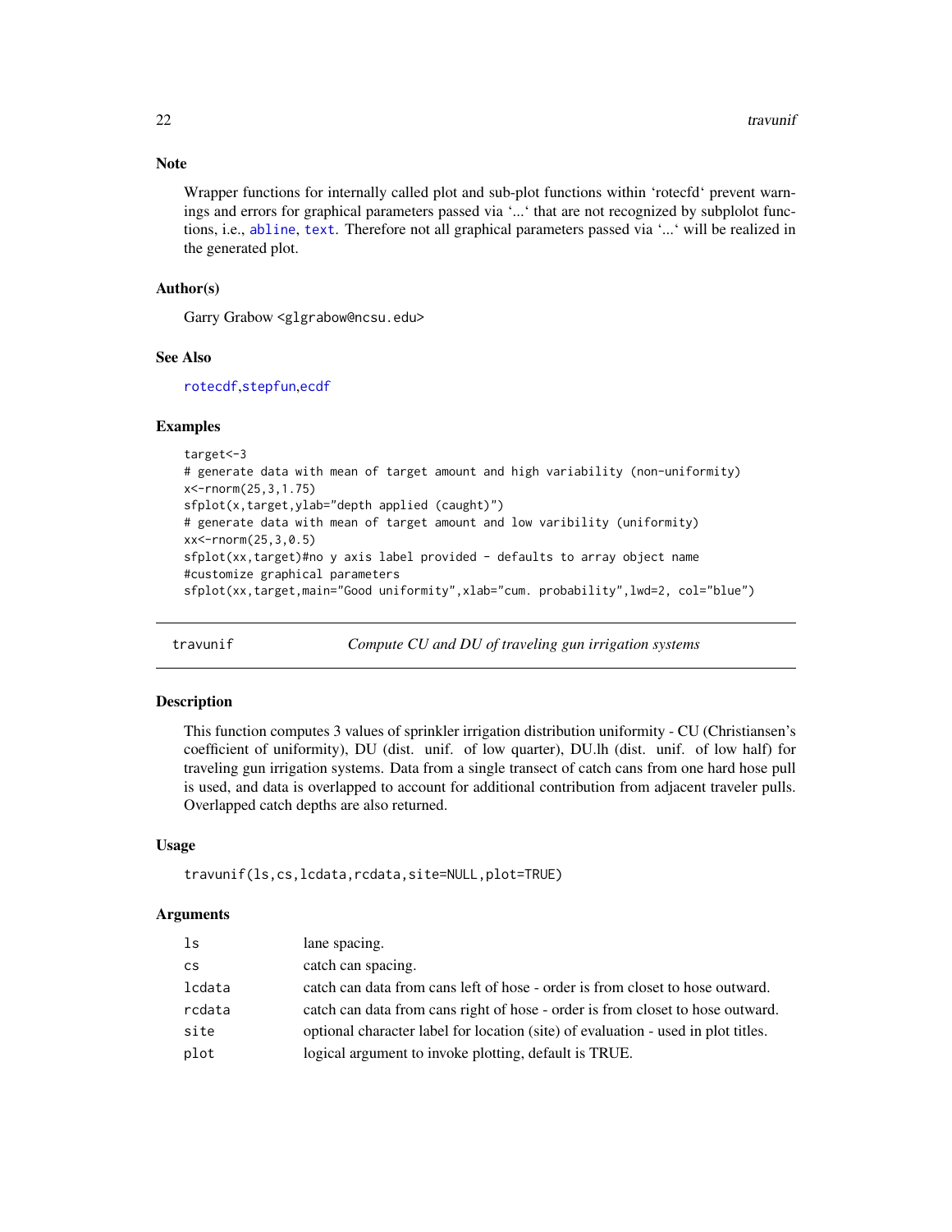### Note

Wrapper functions for internally called plot and sub-plot functions within 'rotecfd' prevent warnings and errors for graphical parameters passed via '...' that are not recognized by subplolot functions, i.e., abline, text. Therefore not all graphical parameters passed via '...' will be realized in the generated plot.

### Author(s)

Garry Grabow <glgrabow@ncsu.edu>

### See Also

rotecdf,stepfun,ecdf

### Examples

```
target<-3
# generate data with mean of target amount and high variability (non-uniformity)
x<-rnorm(25,3,1.75)
sfplot(x,target,ylab="depth applied (caught)")
# generate data with mean of target amount and low varibility (uniformity)
xx<-rnorm(25,3,0.5)
sfplot(xx,target)#no y axis label provided - defaults to array object name
#customize graphical parameters
sfplot(xx,target,main="Good uniformity",xlab="cum. probability",lwd=2, col="blue")
```

---

## travunif — *Compute CU and DU of traveling gun irrigation systems*

### Description

This function computes 3 values of sprinkler irrigation distribution uniformity - CU (Christiansen's coefficient of uniformity), DU (dist. unif. of low quarter), DU.lh (dist. unif. of low half) for traveling gun irrigation systems. Data from a single transect of catch cans from one hard hose pull is used, and data is overlapped to account for additional contribution from adjacent traveler pulls. Overlapped catch depths are also returned.

### Usage

```
travunif(ls,cs,lcdata,rcdata,site=NULL,plot=TRUE)
```

### Arguments

| | |
|---|---|
| ls | lane spacing. |
| cs | catch can spacing. |
| lcdata | catch can data from cans left of hose - order is from closet to hose outward. |
| rcdata | catch can data from cans right of hose - order is from closet to hose outward. |
| site | optional character label for location (site) of evaluation - used in plot titles. |
| plot | logical argument to invoke plotting, default is TRUE. |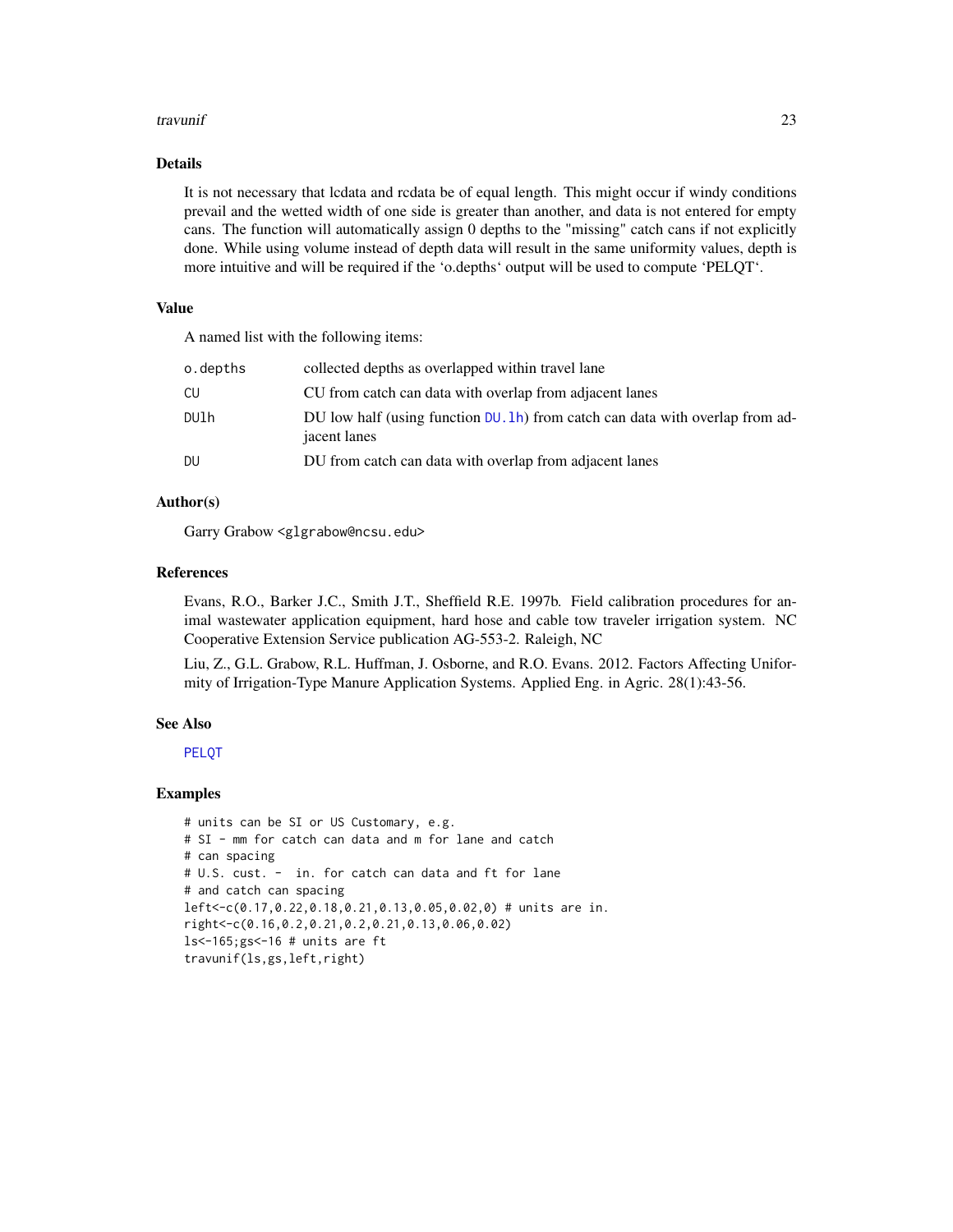## Details

It is not necessary that lcdata and rcdata be of equal length. This might occur if windy conditions prevail and the wetted width of one side is greater than another, and data is not entered for empty cans. The function will automatically assign 0 depths to the "missing" catch cans if not explicitly done. While using volume instead of depth data will result in the same uniformity values, depth is more intuitive and will be required if the 'o.depths' output will be used to compute 'PELQT'.

## Value

A named list with the following items:

| | |
|---|---|
| o.depths | collected depths as overlapped within travel lane |
| CU | CU from catch can data with overlap from adjacent lanes |
| DUlh | DU low half (using function DU.lh) from catch can data with overlap from adjacent lanes |
| DU | DU from catch can data with overlap from adjacent lanes |

## Author(s)

Garry Grabow <glgrabow@ncsu.edu>

## References

Evans, R.O., Barker J.C., Smith J.T., Sheffield R.E. 1997b. Field calibration procedures for animal wastewater application equipment, hard hose and cable tow traveler irrigation system. NC Cooperative Extension Service publication AG-553-2. Raleigh, NC

Liu, Z., G.L. Grabow, R.L. Huffman, J. Osborne, and R.O. Evans. 2012. Factors Affecting Uniformity of Irrigation-Type Manure Application Systems. Applied Eng. in Agric. 28(1):43-56.

## See Also

PELQT

## Examples

```
# units can be SI or US Customary, e.g.
# SI - mm for catch can data and m for lane and catch
# can spacing
# U.S. cust. -  in. for catch can data and ft for lane
# and catch can spacing
left<-c(0.17,0.22,0.18,0.21,0.13,0.05,0.02,0) # units are in.
right<-c(0.16,0.2,0.21,0.2,0.21,0.13,0.06,0.02)
ls<-165;gs<-16 # units are ft
travunif(ls,gs,left,right)
```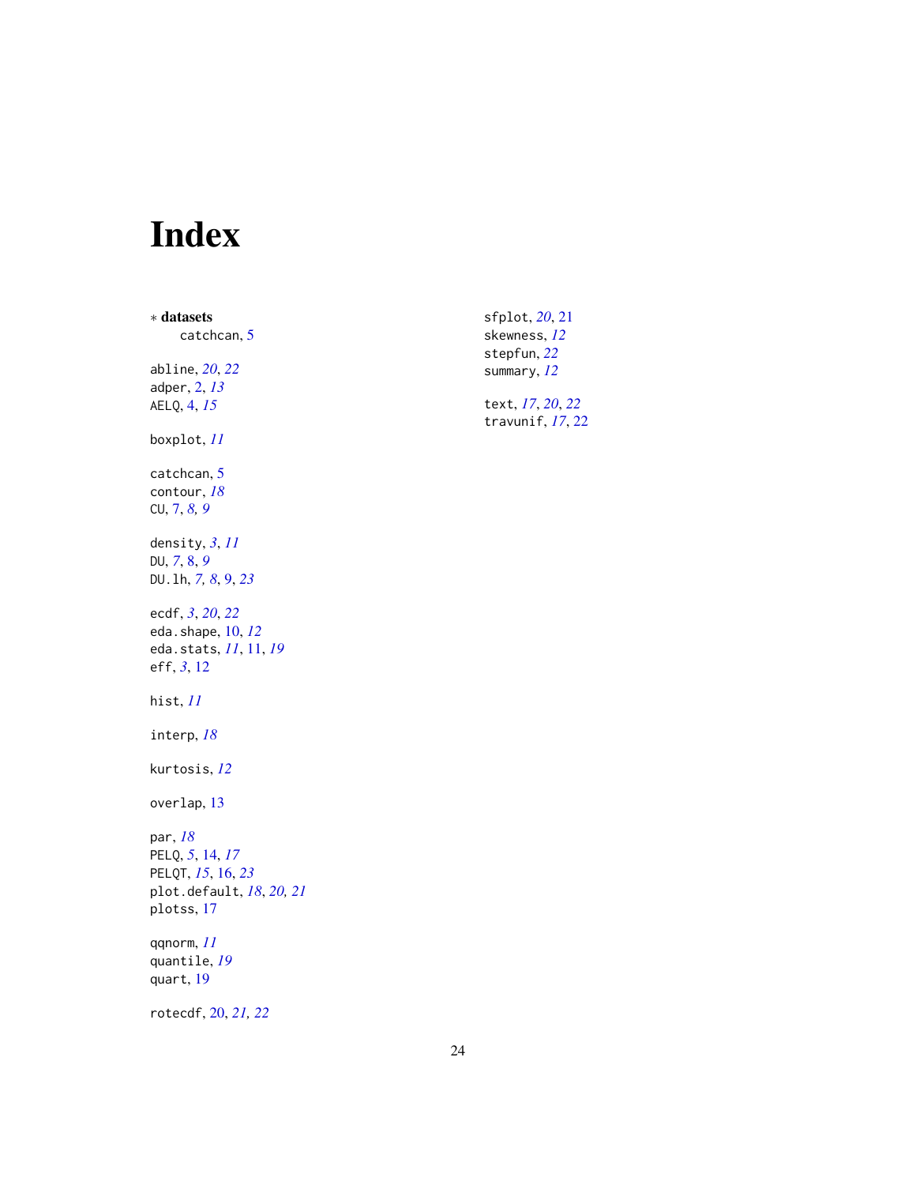# Index

∗ **datasets**
  catchcan, 5

abline, *20*, *22*
adper, 2, *13*
AELQ, 4, *15*

boxplot, *11*

catchcan, 5
contour, *18*
CU, 7, *8, 9*

density, *3*, *11*
DU, *7*, 8, *9*
DU.lh, *7, 8*, 9, *23*

ecdf, *3*, *20*, *22*
eda.shape, 10, *12*
eda.stats, *11*, 11, *19*
eff, *3*, 12

hist, *11*

interp, *18*

kurtosis, *12*

overlap, 13

par, *18*
PELQ, *5*, 14, *17*
PELQT, *15*, 16, *23*
plot.default, *18*, *20, 21*
plotss, 17

qqnorm, *11*
quantile, *19*
quart, 19

rotecdf, 20, *21, 22*

sfplot, *20*, 21
skewness, *12*
stepfun, *22*
summary, *12*

text, *17*, *20*, *22*
travunif, *17*, 22